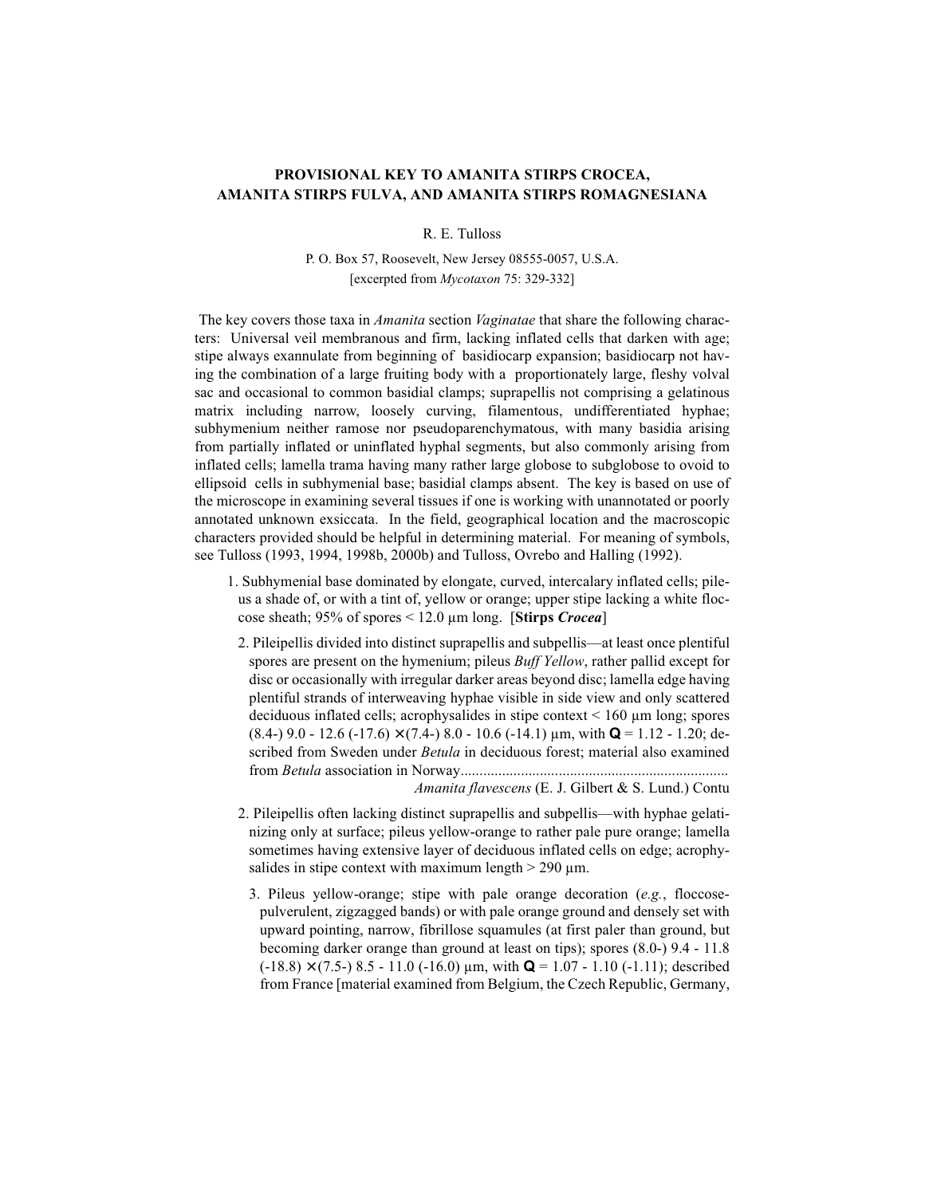# PROVISIONAL KEY TO AMANITA STIRPS CROCEA, AMANITA STIRPS FULVA, AND AMANITA STIRPS ROMAGNESIANA

R. E. Tulloss

P. O. Box 57, Roosevelt, New Jersey 08555-0057, U.S.A.
[excerpted from *Mycotaxon* 75: 329-332]

The key covers those taxa in *Amanita* section *Vaginatae* that share the following characters: Universal veil membranous and firm, lacking inflated cells that darken with age; stipe always exannulate from beginning of basidiocarp expansion; basidiocarp not having the combination of a large fruiting body with a proportionately large, fleshy volval sac and occasional to common basidial clamps; suprapellis not comprising a gelatinous matrix including narrow, loosely curving, filamentous, undifferentiated hyphae; subhymenium neither ramose nor pseudoparenchymatous, with many basidia arising from partially inflated or uninflated hyphal segments, but also commonly arising from inflated cells; lamella trama having many rather large globose to subglobose to ovoid to ellipsoid cells in subhymenial base; basidial clamps absent. The key is based on use of the microscope in examining several tissues if one is working with unannotated or poorly annotated unknown exsiccata. In the field, geographical location and the macroscopic characters provided should be helpful in determining material. For meaning of symbols, see Tulloss (1993, 1994, 1998b, 2000b) and Tulloss, Ovrebo and Halling (1992).

1. Subhymenial base dominated by elongate, curved, intercalary inflated cells; pileus a shade of, or with a tint of, yellow or orange; upper stipe lacking a white floccose sheath; 95% of spores < 12.0 µm long. [**Stirps *Crocea***]

  2. Pileipellis divided into distinct suprapellis and subpellis—at least once plentiful spores are present on the hymenium; pileus *Buff Yellow*, rather pallid except for disc or occasionally with irregular darker areas beyond disc; lamella edge having plentiful strands of interweaving hyphae visible in side view and only scattered deciduous inflated cells; acrophysalides in stipe context < 160 µm long; spores (8.4-) 9.0 - 12.6 (-17.6) × (7.4-) 8.0 - 10.6 (-14.1) µm, with **Q** = 1.12 - 1.20; described from Sweden under *Betula* in deciduous forest; material also examined from *Betula* association in Norway....................................................................... *Amanita flavescens* (E. J. Gilbert & S. Lund.) Contu

  2. Pileipellis often lacking distinct suprapellis and subpellis—with hyphae gelatinizing only at surface; pileus yellow-orange to rather pale pure orange; lamella sometimes having extensive layer of deciduous inflated cells on edge; acrophysalides in stipe context with maximum length > 290 µm.

    3. Pileus yellow-orange; stipe with pale orange decoration (*e.g.*, floccose-pulverulent, zigzagged bands) or with pale orange ground and densely set with upward pointing, narrow, fibrillose squamules (at first paler than ground, but becoming darker orange than ground at least on tips); spores (8.0-) 9.4 - 11.8 (-18.8) × (7.5-) 8.5 - 11.0 (-16.0) µm, with **Q** = 1.07 - 1.10 (-1.11); described from France [material examined from Belgium, the Czech Republic, Germany,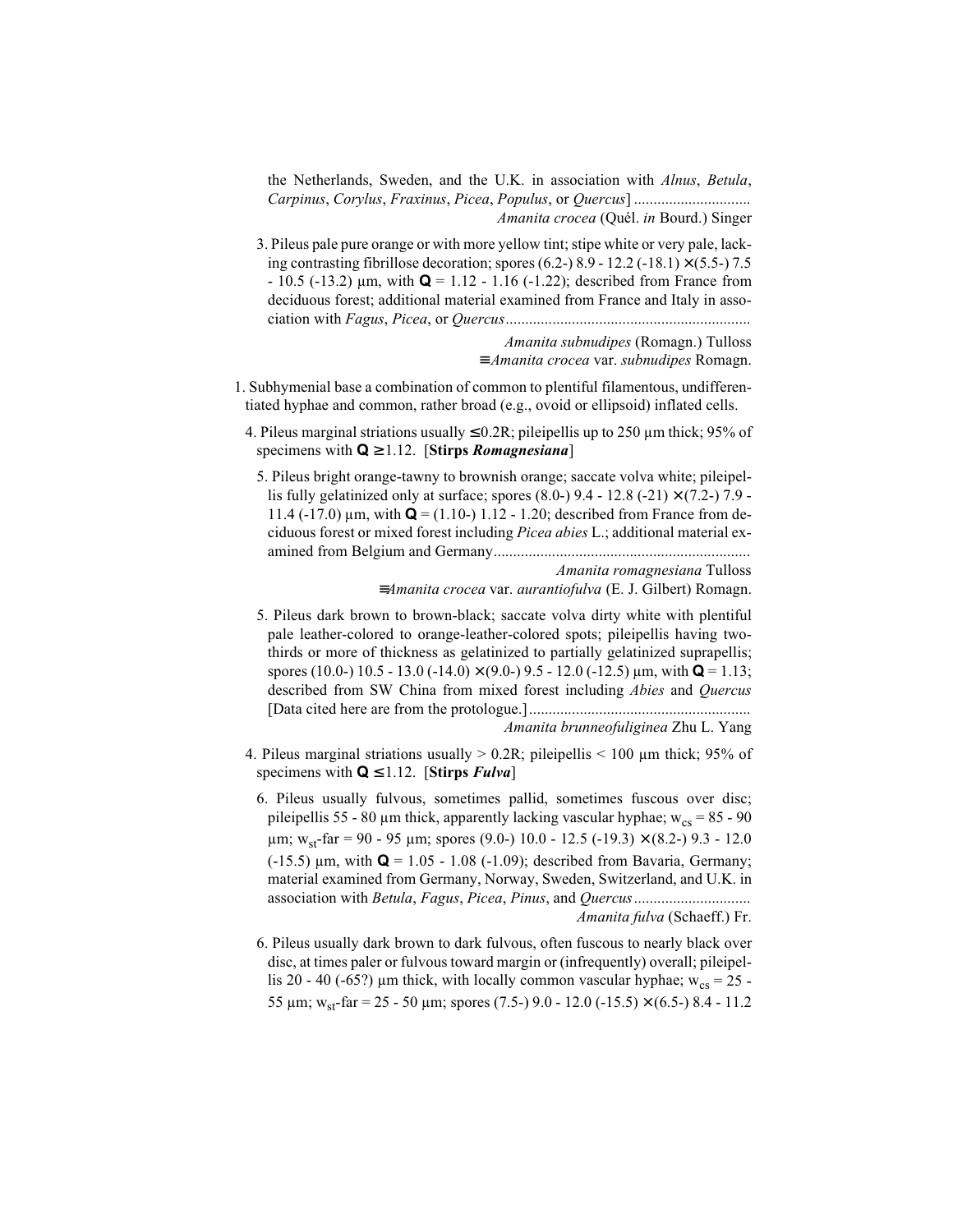the Netherlands, Sweden, and the U.K. in association with *Alnus*, *Betula*, *Carpinus*, *Corylus*, *Fraxinus*, *Picea*, *Populus*, or *Quercus*] .............................. *Amanita crocea* (Quél. *in* Bourd.) Singer

3. Pileus pale pure orange or with more yellow tint; stipe white or very pale, lacking contrasting fibrillose decoration; spores (6.2-) 8.9 - 12.2 (-18.1) × (5.5-) 7.5 - 10.5 (-13.2) µm, with **Q** = 1.12 - 1.16 (-1.22); described from France from deciduous forest; additional material examined from France and Italy in association with *Fagus*, *Picea*, or *Quercus*............................................................... *Amanita subnudipes* (Romagn.) Tulloss ≡ *Amanita crocea* var. *subnudipes* Romagn.

1. Subhymenial base a combination of common to plentiful filamentous, undifferentiated hyphae and common, rather broad (e.g., ovoid or ellipsoid) inflated cells.

4. Pileus marginal striations usually ≤ 0.2R; pileipellis up to 250 µm thick; 95% of specimens with **Q** ≥ 1.12. [**Stirps *Romagnesiana***]

5. Pileus bright orange-tawny to brownish orange; saccate volva white; pileipellis fully gelatinized only at surface; spores (8.0-) 9.4 - 12.8 (-21) × (7.2-) 7.9 - 11.4 (-17.0) µm, with **Q** = (1.10-) 1.12 - 1.20; described from France from deciduous forest or mixed forest including *Picea abies* L.; additional material examined from Belgium and Germany................................................................. *Amanita romagnesiana* Tulloss ≡ *Amanita crocea* var. *aurantiofulva* (E. J. Gilbert) Romagn.

5. Pileus dark brown to brown-black; saccate volva dirty white with plentiful pale leather-colored to orange-leather-colored spots; pileipellis having two-thirds or more of thickness as gelatinized to partially gelatinized suprapellis; spores (10.0-) 10.5 - 13.0 (-14.0) × (9.0-) 9.5 - 12.0 (-12.5) µm, with **Q** = 1.13; described from SW China from mixed forest including *Abies* and *Quercus* [Data cited here are from the protologue.]......................................................... *Amanita brunneofuliginea* Zhu L. Yang

4. Pileus marginal striations usually > 0.2R; pileipellis < 100 µm thick; 95% of specimens with **Q** ≤ 1.12. [**Stirps *Fulva***]

6. Pileus usually fulvous, sometimes pallid, sometimes fuscous over disc; pileipellis 55 - 80 µm thick, apparently lacking vascular hyphae; $w_{cs}$ = 85 - 90 µm; $w_{st}$-far = 90 - 95 µm; spores (9.0-) 10.0 - 12.5 (-19.3) × (8.2-) 9.3 - 12.0 (-15.5) µm, with **Q** = 1.05 - 1.08 (-1.09); described from Bavaria, Germany; material examined from Germany, Norway, Sweden, Switzerland, and U.K. in association with *Betula*, *Fagus*, *Picea*, *Pinus*, and *Quercus*............................. *Amanita fulva* (Schaeff.) Fr.

6. Pileus usually dark brown to dark fulvous, often fuscous to nearly black over disc, at times paler or fulvous toward margin or (infrequently) overall; pileipellis 20 - 40 (-65?) µm thick, with locally common vascular hyphae; $w_{cs}$ = 25 - 55 µm; $w_{st}$-far = 25 - 50 µm; spores (7.5-) 9.0 - 12.0 (-15.5) × (6.5-) 8.4 - 11.2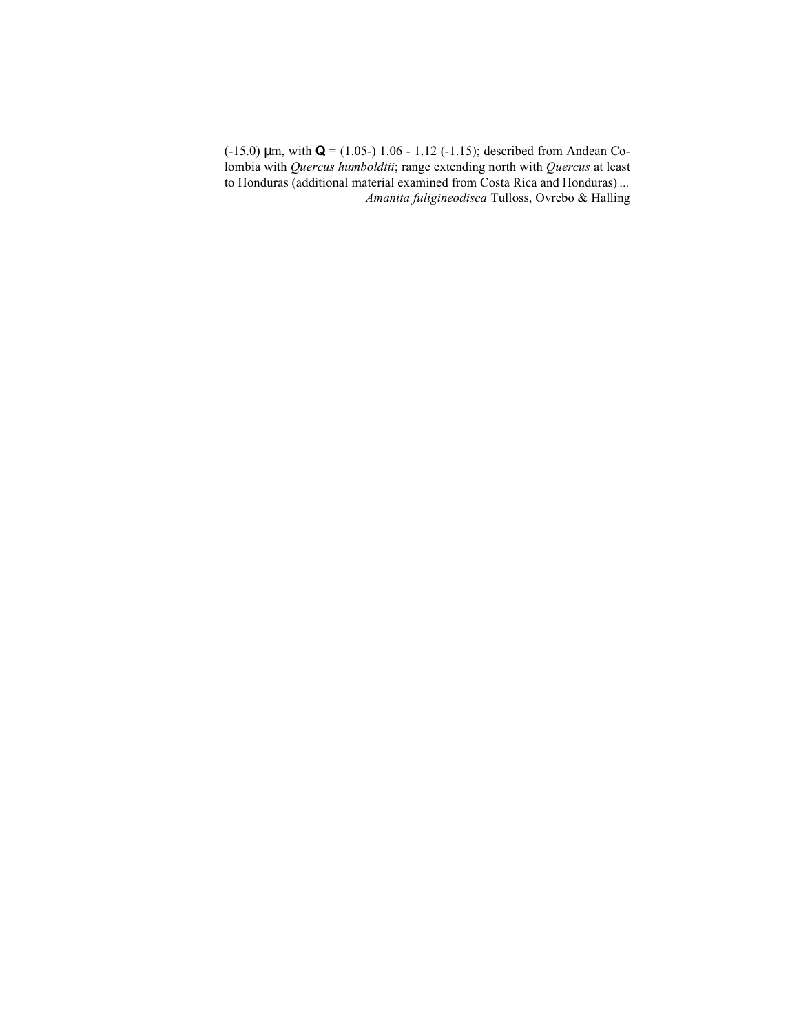(-15.0) µm, with **Q** = (1.05-) 1.06 - 1.12 (-1.15); described from Andean Colombia with *Quercus humboldtii*; range extending north with *Quercus* at least to Honduras (additional material examined from Costa Rica and Honduras) ... *Amanita fuligineodisca* Tulloss, Ovrebo & Halling